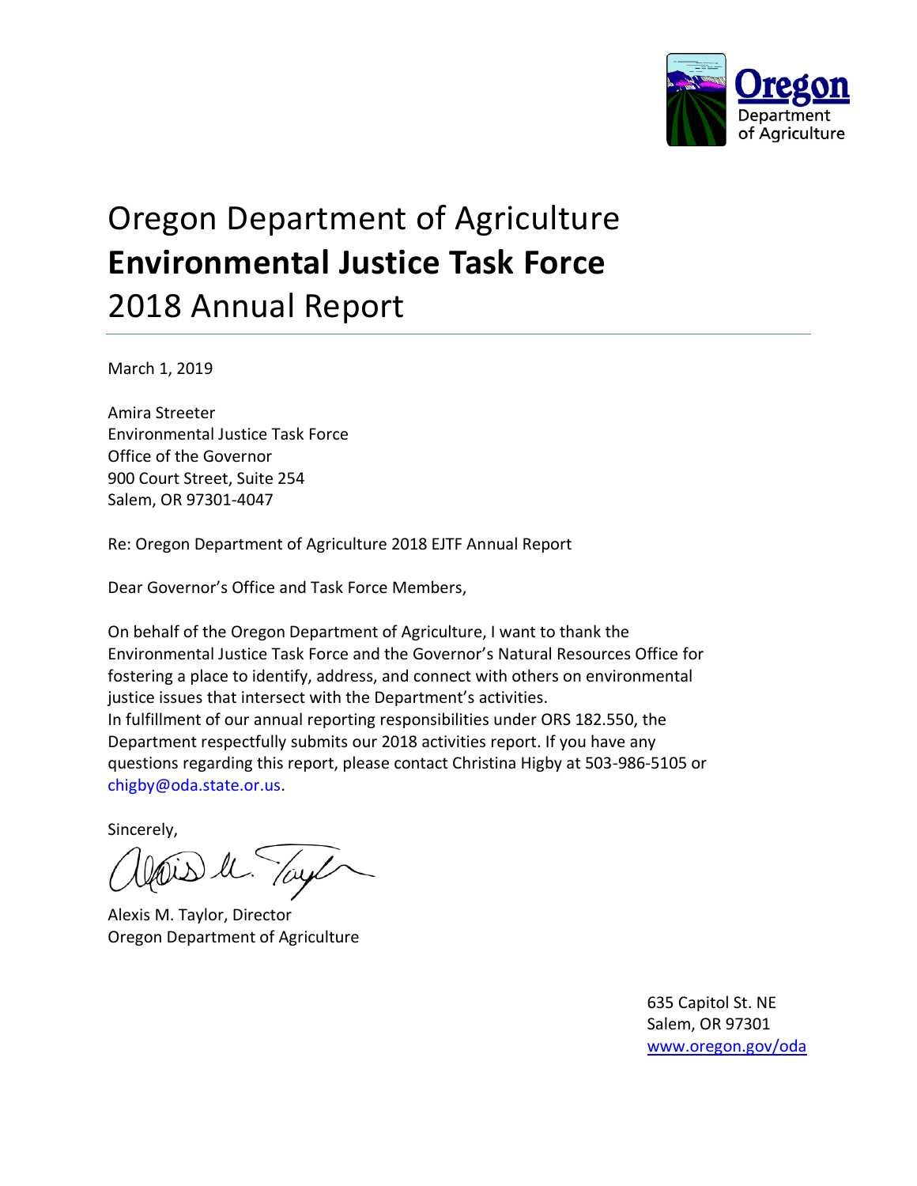Oregon Department of Agriculture

# Oregon Department of Agriculture
# **Environmental Justice Task Force**
# 2018 Annual Report

March 1, 2019

Amira Streeter
Environmental Justice Task Force
Office of the Governor
900 Court Street, Suite 254
Salem, OR 97301-4047

Re: Oregon Department of Agriculture 2018 EJTF Annual Report

Dear Governor's Office and Task Force Members,

On behalf of the Oregon Department of Agriculture, I want to thank the Environmental Justice Task Force and the Governor's Natural Resources Office for fostering a place to identify, address, and connect with others on environmental justice issues that intersect with the Department's activities.
In fulfillment of our annual reporting responsibilities under ORS 182.550, the Department respectfully submits our 2018 activities report. If you have any questions regarding this report, please contact Christina Higby at 503-986-5105 or chigby@oda.state.or.us.

Sincerely,

Alexis M. Taylor, Director
Oregon Department of Agriculture

635 Capitol St. NE
Salem, OR 97301
www.oregon.gov/oda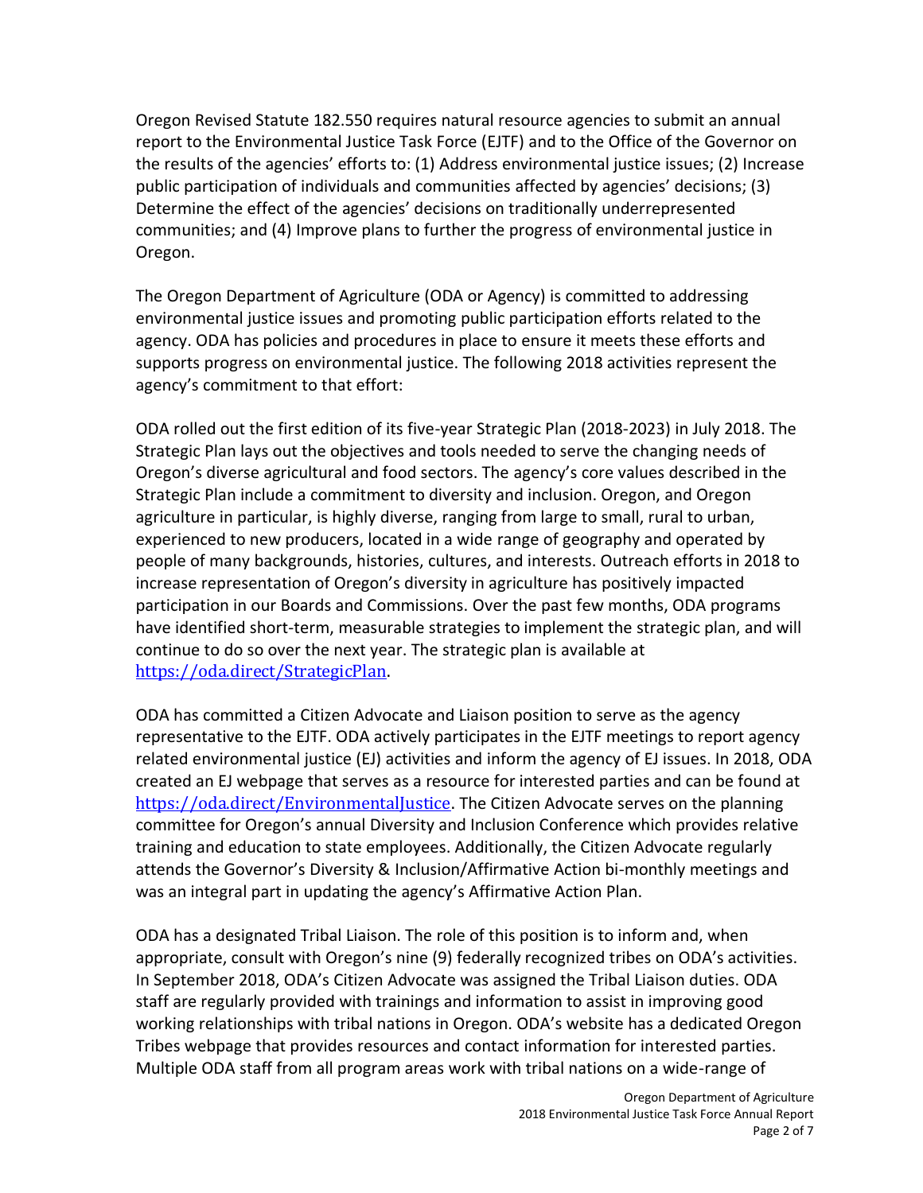Oregon Revised Statute 182.550 requires natural resource agencies to submit an annual report to the Environmental Justice Task Force (EJTF) and to the Office of the Governor on the results of the agencies' efforts to: (1) Address environmental justice issues; (2) Increase public participation of individuals and communities affected by agencies' decisions; (3) Determine the effect of the agencies' decisions on traditionally underrepresented communities; and (4) Improve plans to further the progress of environmental justice in Oregon.

The Oregon Department of Agriculture (ODA or Agency) is committed to addressing environmental justice issues and promoting public participation efforts related to the agency. ODA has policies and procedures in place to ensure it meets these efforts and supports progress on environmental justice. The following 2018 activities represent the agency's commitment to that effort:

ODA rolled out the first edition of its five-year Strategic Plan (2018-2023) in July 2018. The Strategic Plan lays out the objectives and tools needed to serve the changing needs of Oregon's diverse agricultural and food sectors. The agency's core values described in the Strategic Plan include a commitment to diversity and inclusion. Oregon, and Oregon agriculture in particular, is highly diverse, ranging from large to small, rural to urban, experienced to new producers, located in a wide range of geography and operated by people of many backgrounds, histories, cultures, and interests. Outreach efforts in 2018 to increase representation of Oregon's diversity in agriculture has positively impacted participation in our Boards and Commissions. Over the past few months, ODA programs have identified short-term, measurable strategies to implement the strategic plan, and will continue to do so over the next year. The strategic plan is available at https://oda.direct/StrategicPlan.

ODA has committed a Citizen Advocate and Liaison position to serve as the agency representative to the EJTF. ODA actively participates in the EJTF meetings to report agency related environmental justice (EJ) activities and inform the agency of EJ issues. In 2018, ODA created an EJ webpage that serves as a resource for interested parties and can be found at https://oda.direct/EnvironmentalJustice. The Citizen Advocate serves on the planning committee for Oregon's annual Diversity and Inclusion Conference which provides relative training and education to state employees. Additionally, the Citizen Advocate regularly attends the Governor's Diversity & Inclusion/Affirmative Action bi-monthly meetings and was an integral part in updating the agency's Affirmative Action Plan.

ODA has a designated Tribal Liaison. The role of this position is to inform and, when appropriate, consult with Oregon's nine (9) federally recognized tribes on ODA's activities. In September 2018, ODA's Citizen Advocate was assigned the Tribal Liaison duties. ODA staff are regularly provided with trainings and information to assist in improving good working relationships with tribal nations in Oregon. ODA's website has a dedicated Oregon Tribes webpage that provides resources and contact information for interested parties. Multiple ODA staff from all program areas work with tribal nations on a wide-range of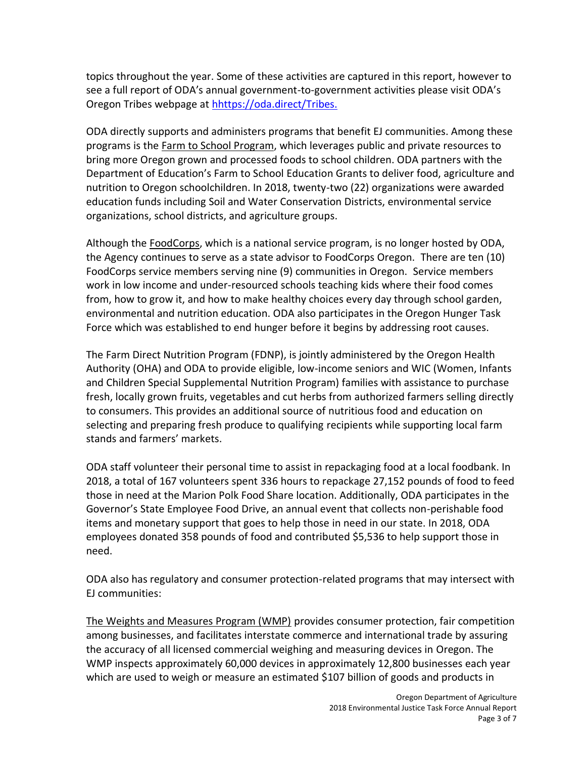topics throughout the year. Some of these activities are captured in this report, however to see a full report of ODA's annual government-to-government activities please visit ODA's Oregon Tribes webpage at [hhttps://oda.direct/Tribes.](hhttps://oda.direct/Tribes.)

ODA directly supports and administers programs that benefit EJ communities. Among these programs is the Farm to School Program, which leverages public and private resources to bring more Oregon grown and processed foods to school children. ODA partners with the Department of Education's Farm to School Education Grants to deliver food, agriculture and nutrition to Oregon schoolchildren. In 2018, twenty-two (22) organizations were awarded education funds including Soil and Water Conservation Districts, environmental service organizations, school districts, and agriculture groups.

Although the FoodCorps, which is a national service program, is no longer hosted by ODA, the Agency continues to serve as a state advisor to FoodCorps Oregon. There are ten (10) FoodCorps service members serving nine (9) communities in Oregon. Service members work in low income and under-resourced schools teaching kids where their food comes from, how to grow it, and how to make healthy choices every day through school garden, environmental and nutrition education. ODA also participates in the Oregon Hunger Task Force which was established to end hunger before it begins by addressing root causes.

The Farm Direct Nutrition Program (FDNP), is jointly administered by the Oregon Health Authority (OHA) and ODA to provide eligible, low-income seniors and WIC (Women, Infants and Children Special Supplemental Nutrition Program) families with assistance to purchase fresh, locally grown fruits, vegetables and cut herbs from authorized farmers selling directly to consumers. This provides an additional source of nutritious food and education on selecting and preparing fresh produce to qualifying recipients while supporting local farm stands and farmers' markets.

ODA staff volunteer their personal time to assist in repackaging food at a local foodbank. In 2018, a total of 167 volunteers spent 336 hours to repackage 27,152 pounds of food to feed those in need at the Marion Polk Food Share location. Additionally, ODA participates in the Governor's State Employee Food Drive, an annual event that collects non-perishable food items and monetary support that goes to help those in need in our state. In 2018, ODA employees donated 358 pounds of food and contributed $5,536 to help support those in need.

ODA also has regulatory and consumer protection-related programs that may intersect with EJ communities:

The Weights and Measures Program (WMP) provides consumer protection, fair competition among businesses, and facilitates interstate commerce and international trade by assuring the accuracy of all licensed commercial weighing and measuring devices in Oregon. The WMP inspects approximately 60,000 devices in approximately 12,800 businesses each year which are used to weigh or measure an estimated $107 billion of goods and products in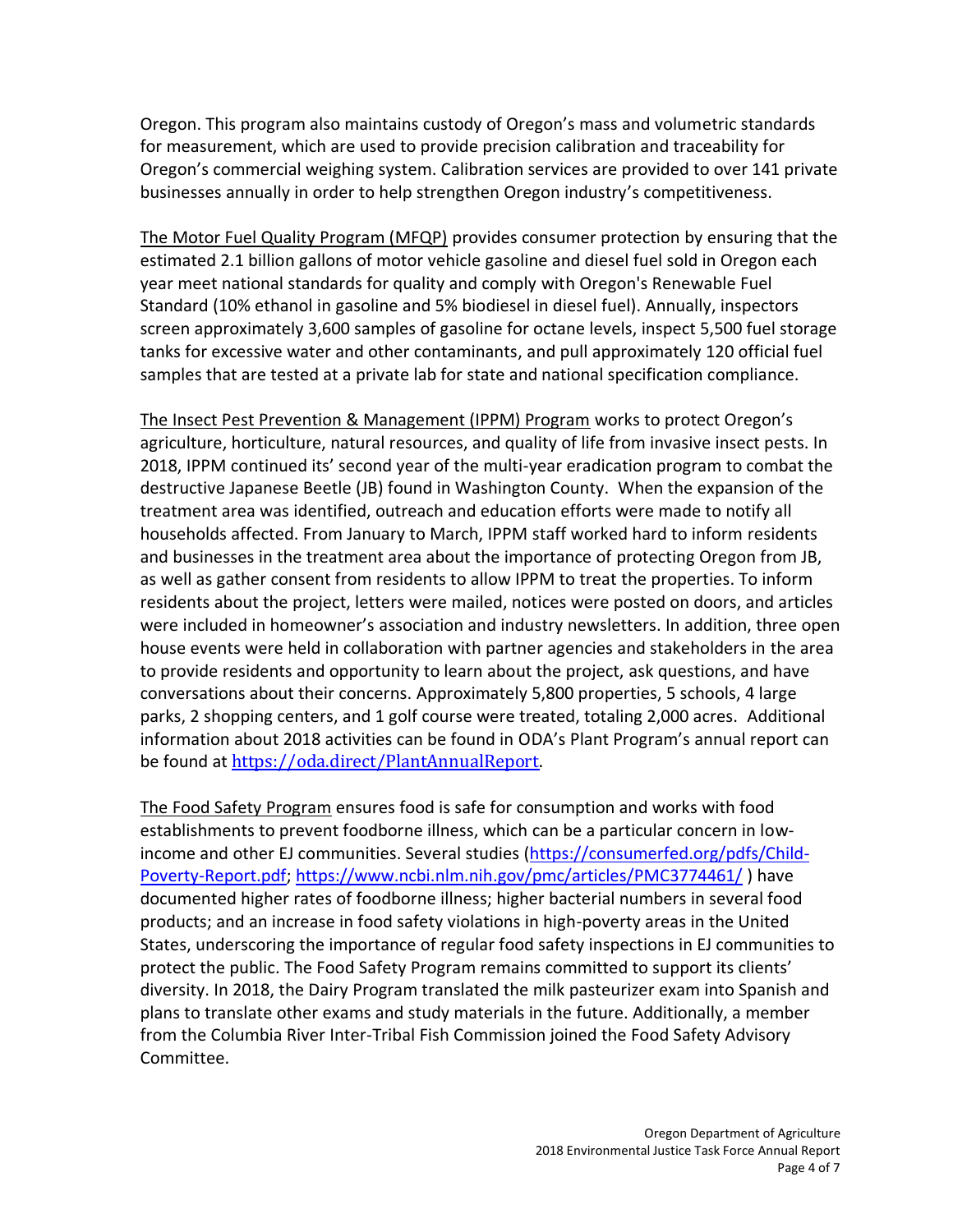Oregon. This program also maintains custody of Oregon's mass and volumetric standards for measurement, which are used to provide precision calibration and traceability for Oregon's commercial weighing system. Calibration services are provided to over 141 private businesses annually in order to help strengthen Oregon industry's competitiveness.

The Motor Fuel Quality Program (MFQP) provides consumer protection by ensuring that the estimated 2.1 billion gallons of motor vehicle gasoline and diesel fuel sold in Oregon each year meet national standards for quality and comply with Oregon's Renewable Fuel Standard (10% ethanol in gasoline and 5% biodiesel in diesel fuel). Annually, inspectors screen approximately 3,600 samples of gasoline for octane levels, inspect 5,500 fuel storage tanks for excessive water and other contaminants, and pull approximately 120 official fuel samples that are tested at a private lab for state and national specification compliance.

The Insect Pest Prevention & Management (IPPM) Program works to protect Oregon's agriculture, horticulture, natural resources, and quality of life from invasive insect pests. In 2018, IPPM continued its' second year of the multi-year eradication program to combat the destructive Japanese Beetle (JB) found in Washington County. When the expansion of the treatment area was identified, outreach and education efforts were made to notify all households affected. From January to March, IPPM staff worked hard to inform residents and businesses in the treatment area about the importance of protecting Oregon from JB, as well as gather consent from residents to allow IPPM to treat the properties. To inform residents about the project, letters were mailed, notices were posted on doors, and articles were included in homeowner's association and industry newsletters. In addition, three open house events were held in collaboration with partner agencies and stakeholders in the area to provide residents and opportunity to learn about the project, ask questions, and have conversations about their concerns. Approximately 5,800 properties, 5 schools, 4 large parks, 2 shopping centers, and 1 golf course were treated, totaling 2,000 acres. Additional information about 2018 activities can be found in ODA's Plant Program's annual report can be found at https://oda.direct/PlantAnnualReport.

The Food Safety Program ensures food is safe for consumption and works with food establishments to prevent foodborne illness, which can be a particular concern in low-income and other EJ communities. Several studies (https://consumerfed.org/pdfs/Child-Poverty-Report.pdf; https://www.ncbi.nlm.nih.gov/pmc/articles/PMC3774461/ ) have documented higher rates of foodborne illness; higher bacterial numbers in several food products; and an increase in food safety violations in high-poverty areas in the United States, underscoring the importance of regular food safety inspections in EJ communities to protect the public. The Food Safety Program remains committed to support its clients' diversity. In 2018, the Dairy Program translated the milk pasteurizer exam into Spanish and plans to translate other exams and study materials in the future. Additionally, a member from the Columbia River Inter-Tribal Fish Commission joined the Food Safety Advisory Committee.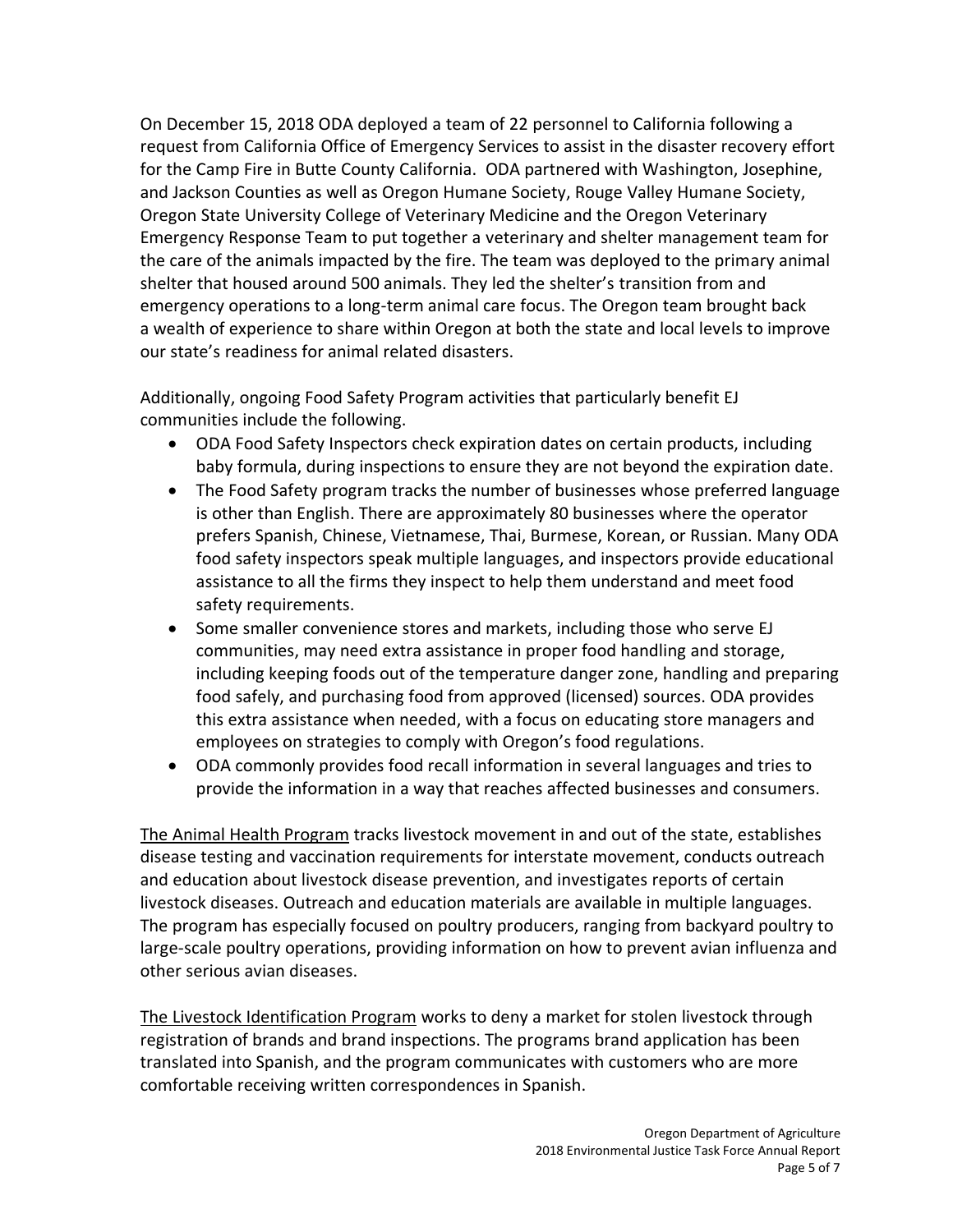On December 15, 2018 ODA deployed a team of 22 personnel to California following a request from California Office of Emergency Services to assist in the disaster recovery effort for the Camp Fire in Butte County California. ODA partnered with Washington, Josephine, and Jackson Counties as well as Oregon Humane Society, Rouge Valley Humane Society, Oregon State University College of Veterinary Medicine and the Oregon Veterinary Emergency Response Team to put together a veterinary and shelter management team for the care of the animals impacted by the fire. The team was deployed to the primary animal shelter that housed around 500 animals. They led the shelter's transition from and emergency operations to a long-term animal care focus. The Oregon team brought back a wealth of experience to share within Oregon at both the state and local levels to improve our state's readiness for animal related disasters.

Additionally, ongoing Food Safety Program activities that particularly benefit EJ communities include the following.

- ODA Food Safety Inspectors check expiration dates on certain products, including baby formula, during inspections to ensure they are not beyond the expiration date.
- The Food Safety program tracks the number of businesses whose preferred language is other than English. There are approximately 80 businesses where the operator prefers Spanish, Chinese, Vietnamese, Thai, Burmese, Korean, or Russian. Many ODA food safety inspectors speak multiple languages, and inspectors provide educational assistance to all the firms they inspect to help them understand and meet food safety requirements.
- Some smaller convenience stores and markets, including those who serve EJ communities, may need extra assistance in proper food handling and storage, including keeping foods out of the temperature danger zone, handling and preparing food safely, and purchasing food from approved (licensed) sources. ODA provides this extra assistance when needed, with a focus on educating store managers and employees on strategies to comply with Oregon's food regulations.
- ODA commonly provides food recall information in several languages and tries to provide the information in a way that reaches affected businesses and consumers.

<u>The Animal Health Program</u> tracks livestock movement in and out of the state, establishes disease testing and vaccination requirements for interstate movement, conducts outreach and education about livestock disease prevention, and investigates reports of certain livestock diseases. Outreach and education materials are available in multiple languages. The program has especially focused on poultry producers, ranging from backyard poultry to large-scale poultry operations, providing information on how to prevent avian influenza and other serious avian diseases.

<u>The Livestock Identification Program</u> works to deny a market for stolen livestock through registration of brands and brand inspections. The programs brand application has been translated into Spanish, and the program communicates with customers who are more comfortable receiving written correspondences in Spanish.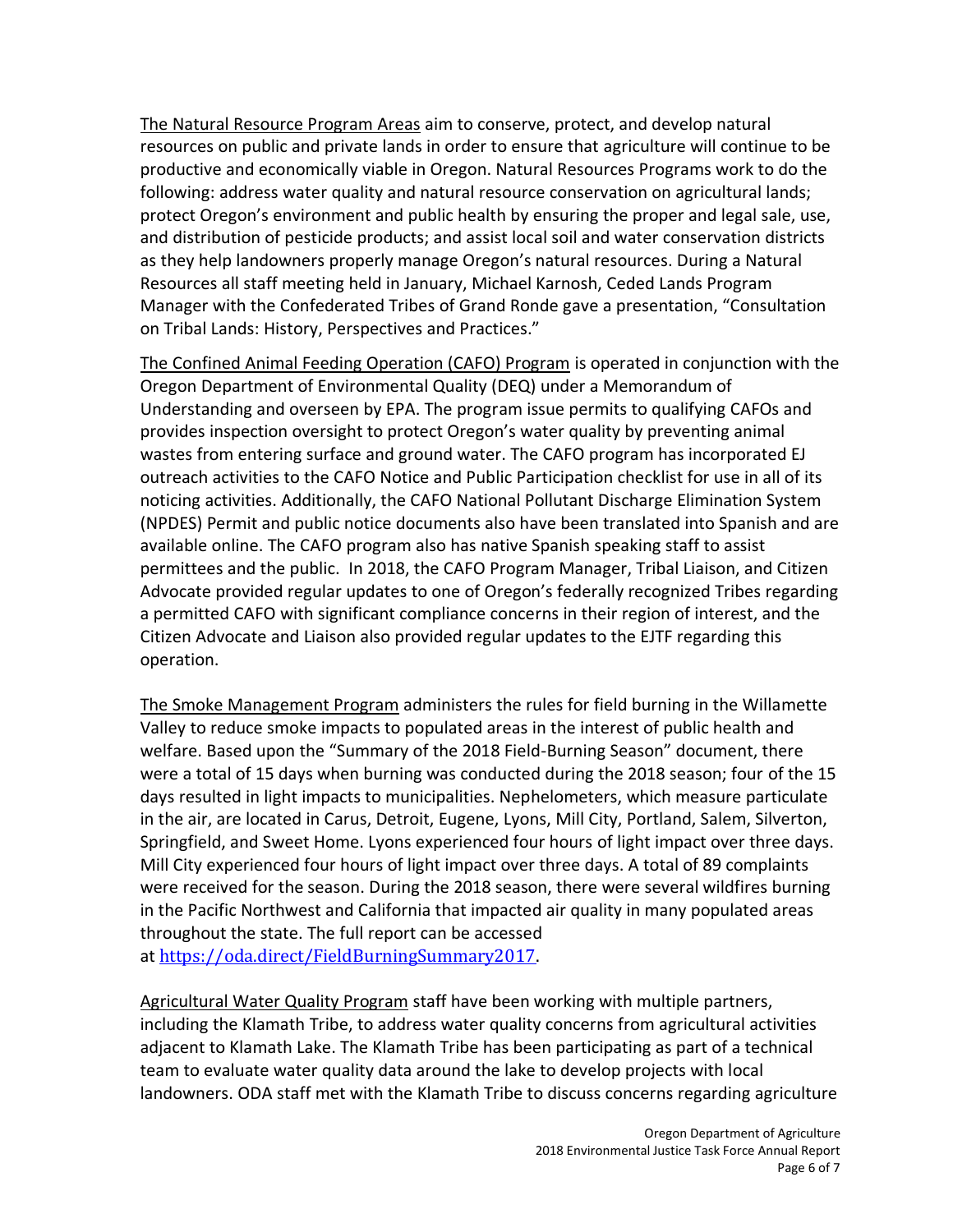The Natural Resource Program Areas aim to conserve, protect, and develop natural resources on public and private lands in order to ensure that agriculture will continue to be productive and economically viable in Oregon. Natural Resources Programs work to do the following: address water quality and natural resource conservation on agricultural lands; protect Oregon's environment and public health by ensuring the proper and legal sale, use, and distribution of pesticide products; and assist local soil and water conservation districts as they help landowners properly manage Oregon's natural resources. During a Natural Resources all staff meeting held in January, Michael Karnosh, Ceded Lands Program Manager with the Confederated Tribes of Grand Ronde gave a presentation, "Consultation on Tribal Lands: History, Perspectives and Practices."

The Confined Animal Feeding Operation (CAFO) Program is operated in conjunction with the Oregon Department of Environmental Quality (DEQ) under a Memorandum of Understanding and overseen by EPA. The program issue permits to qualifying CAFOs and provides inspection oversight to protect Oregon's water quality by preventing animal wastes from entering surface and ground water. The CAFO program has incorporated EJ outreach activities to the CAFO Notice and Public Participation checklist for use in all of its noticing activities. Additionally, the CAFO National Pollutant Discharge Elimination System (NPDES) Permit and public notice documents also have been translated into Spanish and are available online. The CAFO program also has native Spanish speaking staff to assist permittees and the public. In 2018, the CAFO Program Manager, Tribal Liaison, and Citizen Advocate provided regular updates to one of Oregon's federally recognized Tribes regarding a permitted CAFO with significant compliance concerns in their region of interest, and the Citizen Advocate and Liaison also provided regular updates to the EJTF regarding this operation.

The Smoke Management Program administers the rules for field burning in the Willamette Valley to reduce smoke impacts to populated areas in the interest of public health and welfare. Based upon the "Summary of the 2018 Field-Burning Season" document, there were a total of 15 days when burning was conducted during the 2018 season; four of the 15 days resulted in light impacts to municipalities. Nephelometers, which measure particulate in the air, are located in Carus, Detroit, Eugene, Lyons, Mill City, Portland, Salem, Silverton, Springfield, and Sweet Home. Lyons experienced four hours of light impact over three days. Mill City experienced four hours of light impact over three days. A total of 89 complaints were received for the season. During the 2018 season, there were several wildfires burning in the Pacific Northwest and California that impacted air quality in many populated areas throughout the state. The full report can be accessed at https://oda.direct/FieldBurningSummary2017.

Agricultural Water Quality Program staff have been working with multiple partners, including the Klamath Tribe, to address water quality concerns from agricultural activities adjacent to Klamath Lake. The Klamath Tribe has been participating as part of a technical team to evaluate water quality data around the lake to develop projects with local landowners. ODA staff met with the Klamath Tribe to discuss concerns regarding agriculture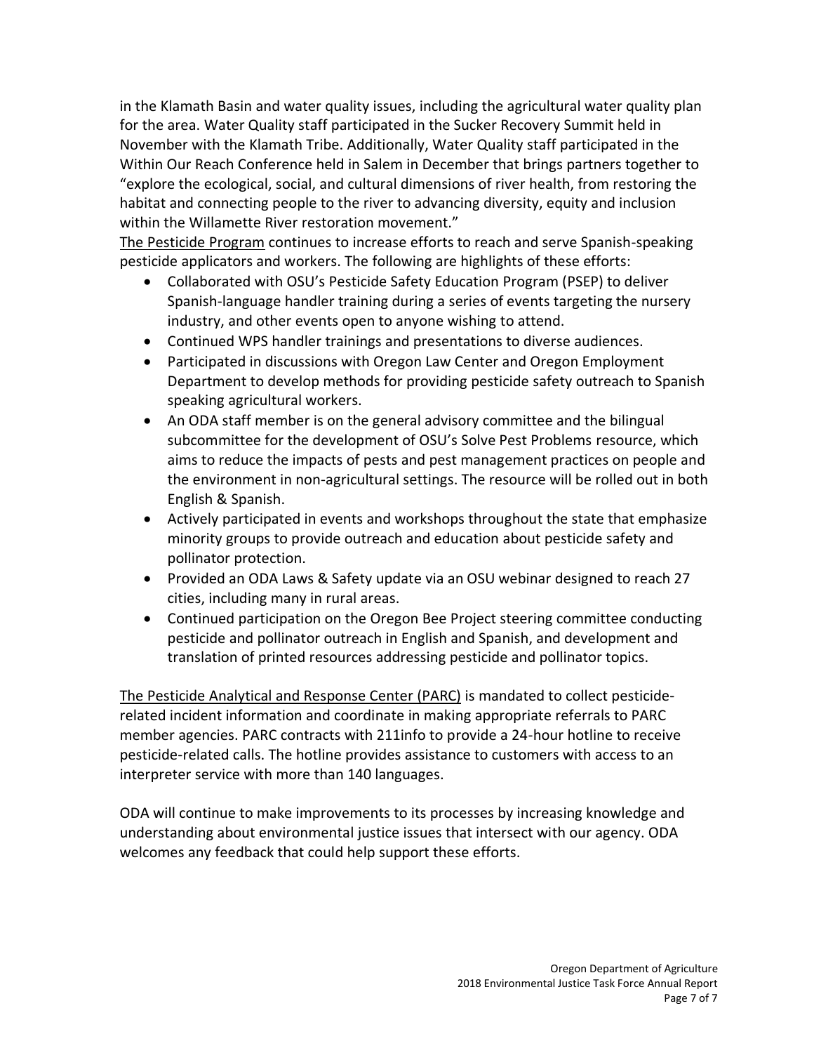in the Klamath Basin and water quality issues, including the agricultural water quality plan for the area. Water Quality staff participated in the Sucker Recovery Summit held in November with the Klamath Tribe. Additionally, Water Quality staff participated in the Within Our Reach Conference held in Salem in December that brings partners together to "explore the ecological, social, and cultural dimensions of river health, from restoring the habitat and connecting people to the river to advancing diversity, equity and inclusion within the Willamette River restoration movement."

<u>The Pesticide Program</u> continues to increase efforts to reach and serve Spanish-speaking pesticide applicators and workers. The following are highlights of these efforts:

- Collaborated with OSU's Pesticide Safety Education Program (PSEP) to deliver Spanish-language handler training during a series of events targeting the nursery industry, and other events open to anyone wishing to attend.
- Continued WPS handler trainings and presentations to diverse audiences.
- Participated in discussions with Oregon Law Center and Oregon Employment Department to develop methods for providing pesticide safety outreach to Spanish speaking agricultural workers.
- An ODA staff member is on the general advisory committee and the bilingual subcommittee for the development of OSU's Solve Pest Problems resource, which aims to reduce the impacts of pests and pest management practices on people and the environment in non-agricultural settings. The resource will be rolled out in both English & Spanish.
- Actively participated in events and workshops throughout the state that emphasize minority groups to provide outreach and education about pesticide safety and pollinator protection.
- Provided an ODA Laws & Safety update via an OSU webinar designed to reach 27 cities, including many in rural areas.
- Continued participation on the Oregon Bee Project steering committee conducting pesticide and pollinator outreach in English and Spanish, and development and translation of printed resources addressing pesticide and pollinator topics.

<u>The Pesticide Analytical and Response Center (PARC)</u> is mandated to collect pesticide-related incident information and coordinate in making appropriate referrals to PARC member agencies. PARC contracts with 211info to provide a 24-hour hotline to receive pesticide-related calls. The hotline provides assistance to customers with access to an interpreter service with more than 140 languages.

ODA will continue to make improvements to its processes by increasing knowledge and understanding about environmental justice issues that intersect with our agency. ODA welcomes any feedback that could help support these efforts.